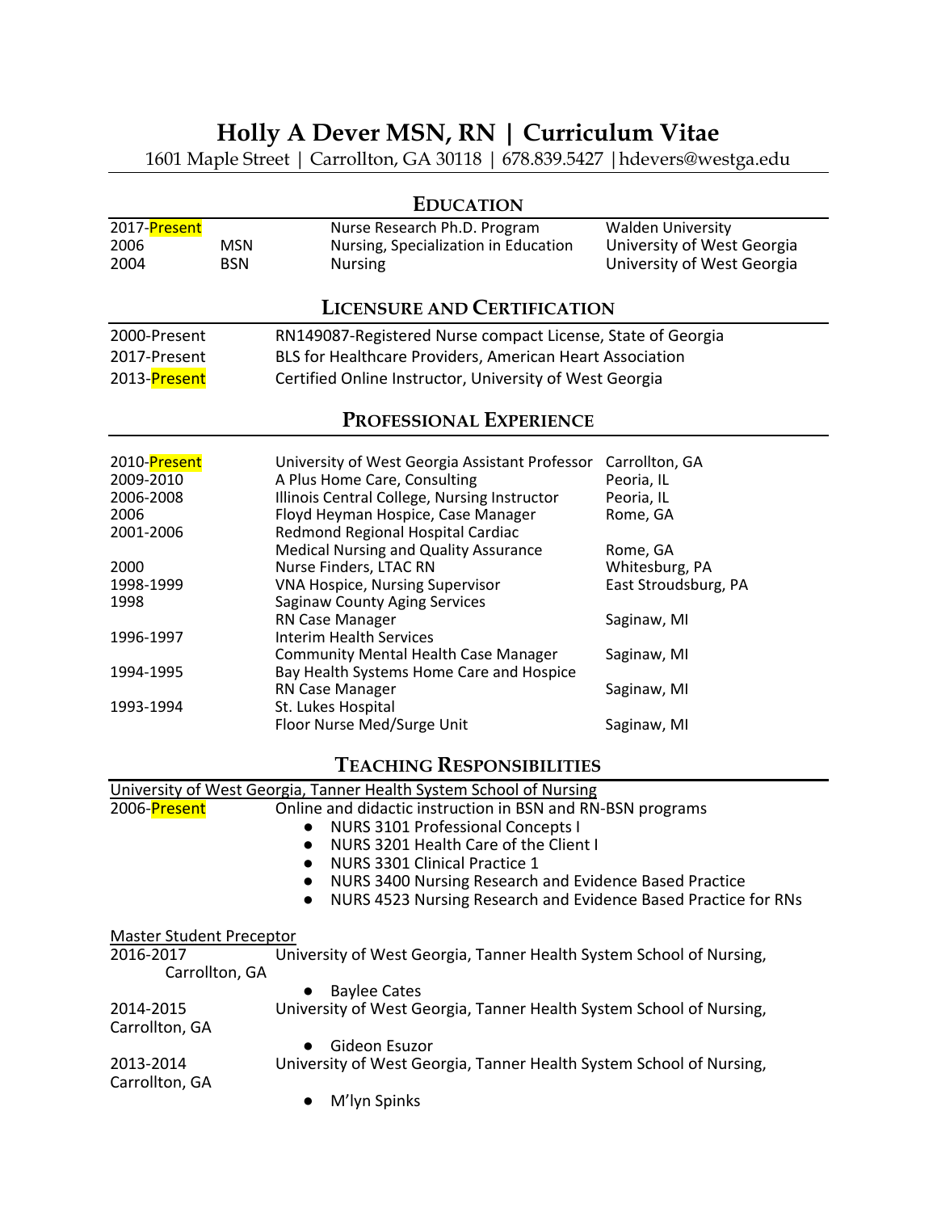# Holly A Dever MSN, RN | Curriculum Vitae

1601 Maple Street | Carrollton, GA 30118 | 678.839.5427 | hdevers@westga.edu

## Education

| | | | |
|---|---|---|---|
| 2017-Present | | Nurse Research Ph.D. Program | Walden University |
| 2006 | MSN | Nursing, Specialization in Education | University of West Georgia |
| 2004 | BSN | Nursing | University of West Georgia |

## Licensure and Certification

| | |
|---|---|
| 2000-Present | RN149087-Registered Nurse compact License, State of Georgia |
| 2017-Present | BLS for Healthcare Providers, American Heart Association |
| 2013-Present | Certified Online Instructor, University of West Georgia |

## Professional Experience

| | | |
|---|---|---|
| 2010-Present | University of West Georgia Assistant Professor | Carrollton, GA |
| 2009-2010 | A Plus Home Care, Consulting | Peoria, IL |
| 2006-2008 | Illinois Central College, Nursing Instructor | Peoria, IL |
| 2006 | Floyd Heyman Hospice, Case Manager | Rome, GA |
| 2001-2006 | Redmond Regional Hospital Cardiac Medical Nursing and Quality Assurance | Rome, GA |
| 2000 | Nurse Finders, LTAC RN | Whitesburg, PA |
| 1998-1999 | VNA Hospice, Nursing Supervisor | East Stroudsburg, PA |
| 1998 | Saginaw County Aging Services RN Case Manager | Saginaw, MI |
| 1996-1997 | Interim Health Services Community Mental Health Case Manager | Saginaw, MI |
| 1994-1995 | Bay Health Systems Home Care and Hospice RN Case Manager | Saginaw, MI |
| 1993-1994 | St. Lukes Hospital Floor Nurse Med/Surge Unit | Saginaw, MI |

## Teaching Responsibilities

University of West Georgia, Tanner Health System School of Nursing

2006-Present — Online and didactic instruction in BSN and RN-BSN programs

- NURS 3101 Professional Concepts I
- NURS 3201 Health Care of the Client I
- NURS 3301 Clinical Practice 1
- NURS 3400 Nursing Research and Evidence Based Practice
- NURS 4523 Nursing Research and Evidence Based Practice for RNs

Master Student Preceptor

2016-2017 — University of West Georgia, Tanner Health System School of Nursing, Carrollton, GA

- Baylee Cates

2014-2015 — University of West Georgia, Tanner Health System School of Nursing, Carrollton, GA

- Gideon Esuzor

2013-2014 — University of West Georgia, Tanner Health System School of Nursing, Carrollton, GA

- M'lyn Spinks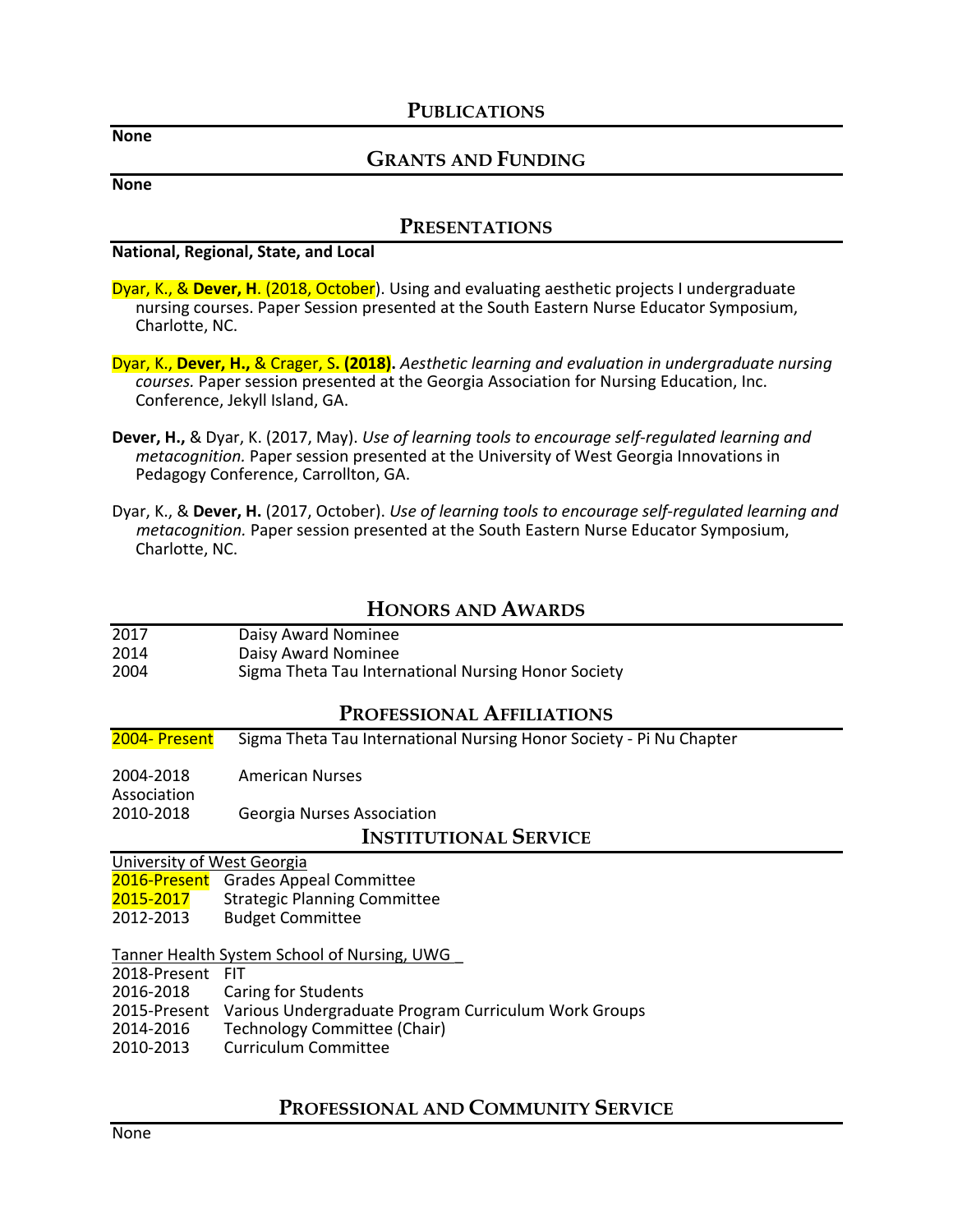## Publications

**None**

## Grants and Funding

**None**

## Presentations

**National, Regional, State, and Local**

Dyar, K., & **Dever, H**. (2018, October). Using and evaluating aesthetic projects I undergraduate nursing courses. Paper Session presented at the South Eastern Nurse Educator Symposium, Charlotte, NC.

Dyar, K., **Dever, H.,** & Crager, S**. (2018).** *Aesthetic learning and evaluation in undergraduate nursing courses.* Paper session presented at the Georgia Association for Nursing Education, Inc. Conference, Jekyll Island, GA.

**Dever, H.,** & Dyar, K. (2017, May). *Use of learning tools to encourage self-regulated learning and metacognition.* Paper session presented at the University of West Georgia Innovations in Pedagogy Conference, Carrollton, GA.

Dyar, K., & **Dever, H.** (2017, October). *Use of learning tools to encourage self-regulated learning and metacognition.* Paper session presented at the South Eastern Nurse Educator Symposium, Charlotte, NC.

## Honors and Awards

| | |
|---|---|
| 2017 | Daisy Award Nominee |
| 2014 | Daisy Award Nominee |
| 2004 | Sigma Theta Tau International Nursing Honor Society |

## Professional Affiliations

| | |
|---|---|
| 2004- Present | Sigma Theta Tau International Nursing Honor Society - Pi Nu Chapter |
| 2004-2018 | American Nurses Association |
| 2010-2018 | Georgia Nurses Association |

## Institutional Service

University of West Georgia

| | |
|---|---|
| 2016-Present | Grades Appeal Committee |
| 2015-2017 | Strategic Planning Committee |
| 2012-2013 | Budget Committee |

Tanner Health System School of Nursing, UWG

| | |
|---|---|
| 2018-Present | FIT |
| 2016-2018 | Caring for Students |
| 2015-Present | Various Undergraduate Program Curriculum Work Groups |
| 2014-2016 | Technology Committee (Chair) |
| 2010-2013 | Curriculum Committee |

## Professional and Community Service

None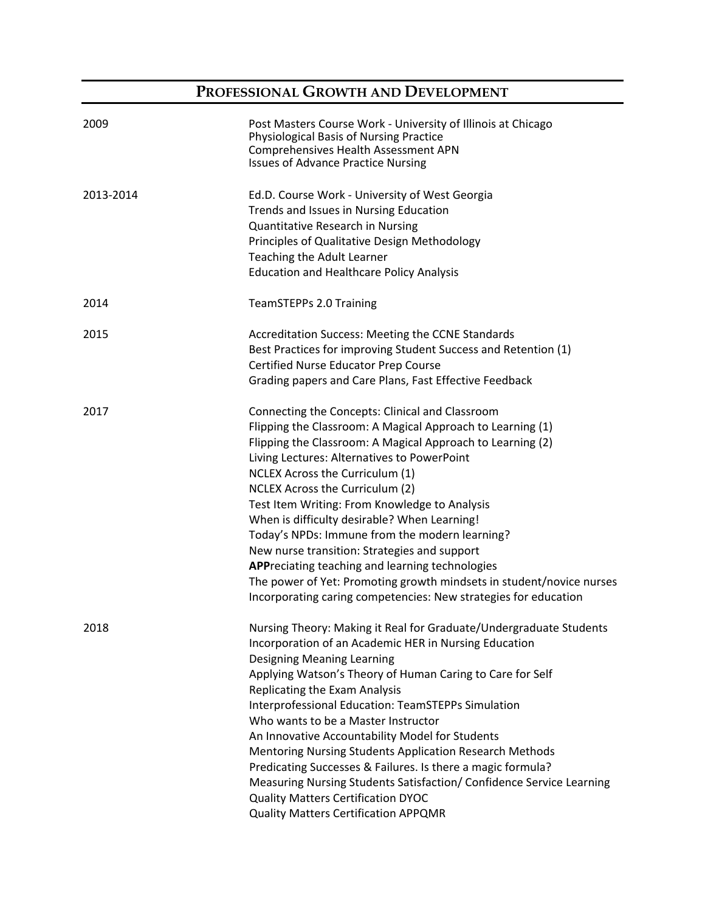## PROFESSIONAL GROWTH AND DEVELOPMENT

| | |
|---|---|
| 2009 | Post Masters Course Work - University of Illinois at Chicago<br>Physiological Basis of Nursing Practice<br>Comprehensives Health Assessment APN<br>Issues of Advance Practice Nursing |
| 2013-2014 | Ed.D. Course Work - University of West Georgia<br>Trends and Issues in Nursing Education<br>Quantitative Research in Nursing<br>Principles of Qualitative Design Methodology<br>Teaching the Adult Learner<br>Education and Healthcare Policy Analysis |
| 2014 | TeamSTEPPs 2.0 Training |
| 2015 | Accreditation Success: Meeting the CCNE Standards<br>Best Practices for improving Student Success and Retention (1)<br>Certified Nurse Educator Prep Course<br>Grading papers and Care Plans, Fast Effective Feedback |
| 2017 | Connecting the Concepts: Clinical and Classroom<br>Flipping the Classroom: A Magical Approach to Learning (1)<br>Flipping the Classroom: A Magical Approach to Learning (2)<br>Living Lectures: Alternatives to PowerPoint<br>NCLEX Across the Curriculum (1)<br>NCLEX Across the Curriculum (2)<br>Test Item Writing: From Knowledge to Analysis<br>When is difficulty desirable? When Learning!<br>Today's NPDs: Immune from the modern learning?<br>New nurse transition: Strategies and support<br>**APP**reciating teaching and learning technologies<br>The power of Yet: Promoting growth mindsets in student/novice nurses<br>Incorporating caring competencies: New strategies for education |
| 2018 | Nursing Theory: Making it Real for Graduate/Undergraduate Students<br>Incorporation of an Academic HER in Nursing Education<br>Designing Meaning Learning<br>Applying Watson's Theory of Human Caring to Care for Self<br>Replicating the Exam Analysis<br>Interprofessional Education: TeamSTEPPs Simulation<br>Who wants to be a Master Instructor<br>An Innovative Accountability Model for Students<br>Mentoring Nursing Students Application Research Methods<br>Predicating Successes & Failures. Is there a magic formula?<br>Measuring Nursing Students Satisfaction/ Confidence Service Learning<br>Quality Matters Certification DYOC<br>Quality Matters Certification APPQMR |